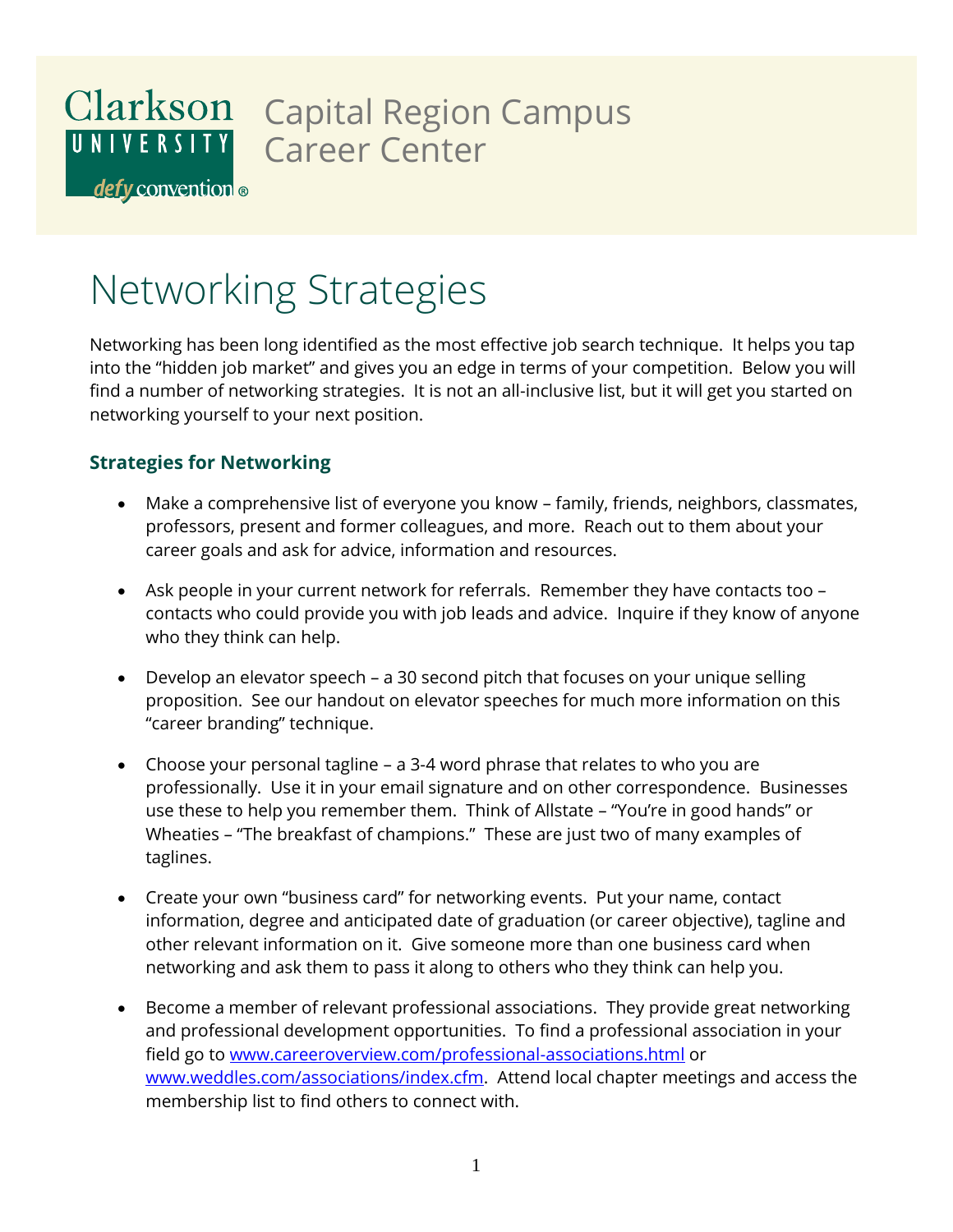Clarkson UNIVERSITY *defy convention*®

Capital Region Campus
Career Center

# Networking Strategies

Networking has been long identified as the most effective job search technique. It helps you tap into the "hidden job market" and gives you an edge in terms of your competition. Below you will find a number of networking strategies. It is not an all-inclusive list, but it will get you started on networking yourself to your next position.

### Strategies for Networking

- Make a comprehensive list of everyone you know – family, friends, neighbors, classmates, professors, present and former colleagues, and more. Reach out to them about your career goals and ask for advice, information and resources.

- Ask people in your current network for referrals. Remember they have contacts too – contacts who could provide you with job leads and advice. Inquire if they know of anyone who they think can help.

- Develop an elevator speech – a 30 second pitch that focuses on your unique selling proposition. See our handout on elevator speeches for much more information on this "career branding" technique.

- Choose your personal tagline – a 3-4 word phrase that relates to who you are professionally. Use it in your email signature and on other correspondence. Businesses use these to help you remember them. Think of Allstate – "You're in good hands" or Wheaties – "The breakfast of champions." These are just two of many examples of taglines.

- Create your own "business card" for networking events. Put your name, contact information, degree and anticipated date of graduation (or career objective), tagline and other relevant information on it. Give someone more than one business card when networking and ask them to pass it along to others who they think can help you.

- Become a member of relevant professional associations. They provide great networking and professional development opportunities. To find a professional association in your field go to www.careeroverview.com/professional-associations.html or www.weddles.com/associations/index.cfm. Attend local chapter meetings and access the membership list to find others to connect with.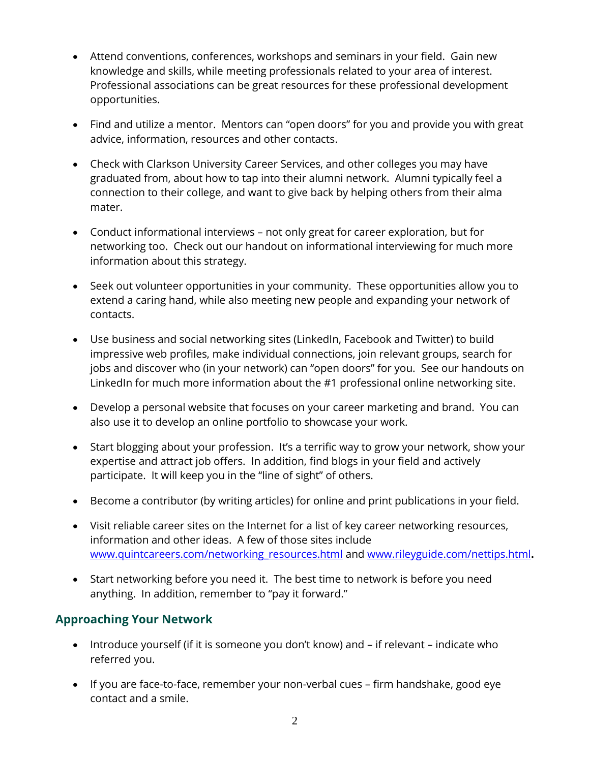- Attend conventions, conferences, workshops and seminars in your field. Gain new knowledge and skills, while meeting professionals related to your area of interest. Professional associations can be great resources for these professional development opportunities.

- Find and utilize a mentor. Mentors can "open doors" for you and provide you with great advice, information, resources and other contacts.

- Check with Clarkson University Career Services, and other colleges you may have graduated from, about how to tap into their alumni network. Alumni typically feel a connection to their college, and want to give back by helping others from their alma mater.

- Conduct informational interviews – not only great for career exploration, but for networking too. Check out our handout on informational interviewing for much more information about this strategy.

- Seek out volunteer opportunities in your community. These opportunities allow you to extend a caring hand, while also meeting new people and expanding your network of contacts.

- Use business and social networking sites (LinkedIn, Facebook and Twitter) to build impressive web profiles, make individual connections, join relevant groups, search for jobs and discover who (in your network) can "open doors" for you. See our handouts on LinkedIn for much more information about the #1 professional online networking site.

- Develop a personal website that focuses on your career marketing and brand. You can also use it to develop an online portfolio to showcase your work.

- Start blogging about your profession. It's a terrific way to grow your network, show your expertise and attract job offers. In addition, find blogs in your field and actively participate. It will keep you in the "line of sight" of others.

- Become a contributor (by writing articles) for online and print publications in your field.

- Visit reliable career sites on the Internet for a list of key career networking resources, information and other ideas. A few of those sites include [www.quintcareers.com/networking_resources.html](http://www.quintcareers.com/networking_resources.html) and [www.rileyguide.com/nettips.html](http://www.rileyguide.com/nettips.html).

- Start networking before you need it. The best time to network is before you need anything. In addition, remember to "pay it forward."

## Approaching Your Network

- Introduce yourself (if it is someone you don't know) and – if relevant – indicate who referred you.

- If you are face-to-face, remember your non-verbal cues – firm handshake, good eye contact and a smile.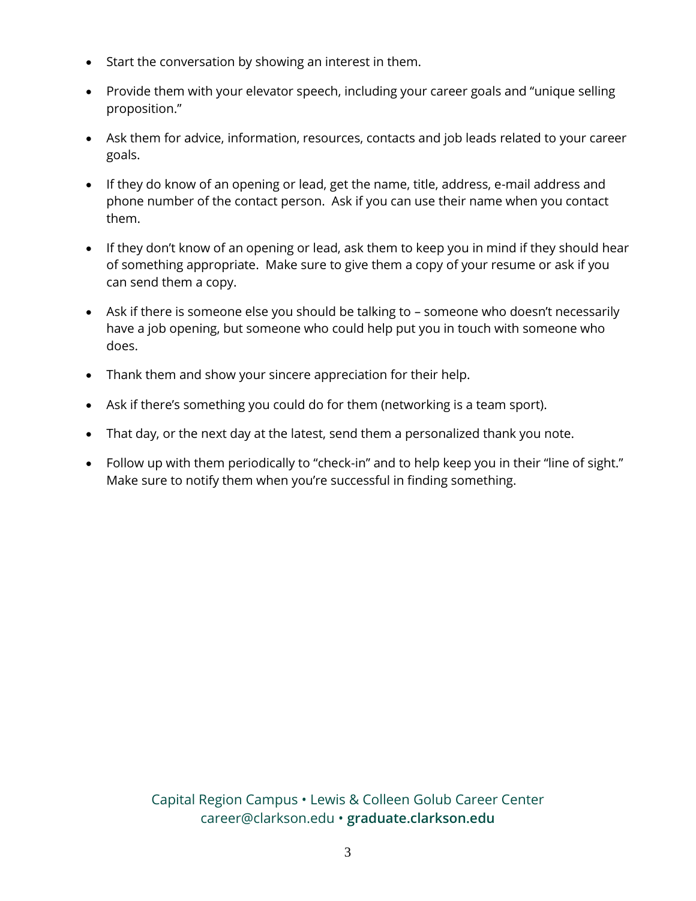- Start the conversation by showing an interest in them.
- Provide them with your elevator speech, including your career goals and "unique selling proposition."
- Ask them for advice, information, resources, contacts and job leads related to your career goals.
- If they do know of an opening or lead, get the name, title, address, e-mail address and phone number of the contact person. Ask if you can use their name when you contact them.
- If they don't know of an opening or lead, ask them to keep you in mind if they should hear of something appropriate. Make sure to give them a copy of your resume or ask if you can send them a copy.
- Ask if there is someone else you should be talking to – someone who doesn't necessarily have a job opening, but someone who could help put you in touch with someone who does.
- Thank them and show your sincere appreciation for their help.
- Ask if there's something you could do for them (networking is a team sport).
- That day, or the next day at the latest, send them a personalized thank you note.
- Follow up with them periodically to "check-in" and to help keep you in their "line of sight." Make sure to notify them when you're successful in finding something.